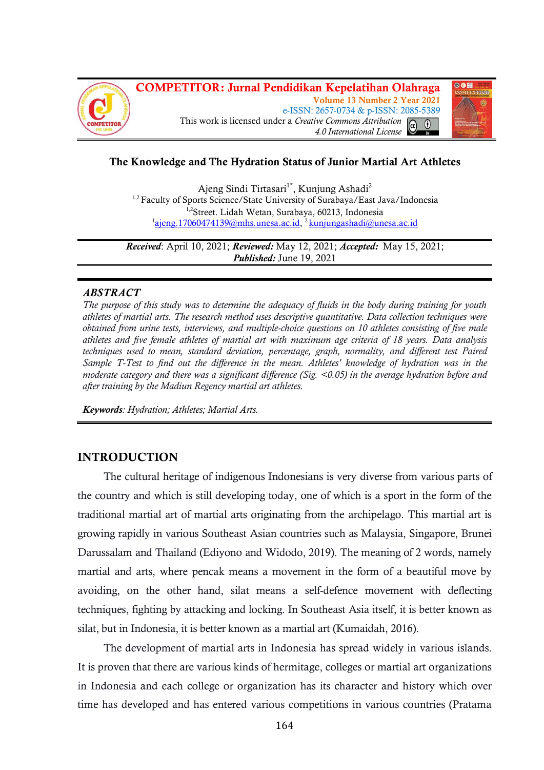COMPETITOR: Jurnal Pendidikan Kepelatihan Olahraga
Volume 13 Number 2 Year 2021
e-ISSN: 2657-0734 & p-ISSN: 2085-5389
This work is licensed under a *Creative Commons Attribution 4.0 International License*

# The Knowledge and The Hydration Status of Junior Martial Art Athletes

Ajeng Sindi Tirtasari[1*], Kunjung Ashadi[2]

[1,2] Faculty of Sports Science/State University of Surabaya/East Java/Indonesia

[1,2]Street. Lidah Wetan, Surabaya, 60213, Indonesia

[1]ajeng.17060474139@mhs.unesa.ac.id, [2] kunjungashadi@unesa.ac.id

***Received***: April 10, 2021; ***Reviewed:*** May 12, 2021; ***Accepted:*** May 15, 2021; ***Published:*** June 19, 2021

## *ABSTRACT*

*The purpose of this study was to determine the adequacy of fluids in the body during training for youth athletes of martial arts. The research method uses descriptive quantitative. Data collection techniques were obtained from urine tests, interviews, and multiple-choice questions on 10 athletes consisting of five male athletes and five female athletes of martial art with maximum age criteria of 18 years. Data analysis techniques used to mean, standard deviation, percentage, graph, normality, and different test Paired Sample T-Test to find out the difference in the mean. Athletes' knowledge of hydration was in the moderate category and there was a significant difference (Sig. <0.05) in the average hydration before and after training by the Madiun Regency martial art athletes.*

***Keywords****: Hydration; Athletes; Martial Arts.*

## INTRODUCTION

The cultural heritage of indigenous Indonesians is very diverse from various parts of the country and which is still developing today, one of which is a sport in the form of the traditional martial art of martial arts originating from the archipelago. This martial art is growing rapidly in various Southeast Asian countries such as Malaysia, Singapore, Brunei Darussalam and Thailand (Ediyono and Widodo, 2019). The meaning of 2 words, namely martial and arts, where pencak means a movement in the form of a beautiful move by avoiding, on the other hand, silat means a self-defence movement with deflecting techniques, fighting by attacking and locking. In Southeast Asia itself, it is better known as silat, but in Indonesia, it is better known as a martial art (Kumaidah, 2016).

The development of martial arts in Indonesia has spread widely in various islands. It is proven that there are various kinds of hermitage, colleges or martial art organizations in Indonesia and each college or organization has its character and history which over time has developed and has entered various competitions in various countries (Pratama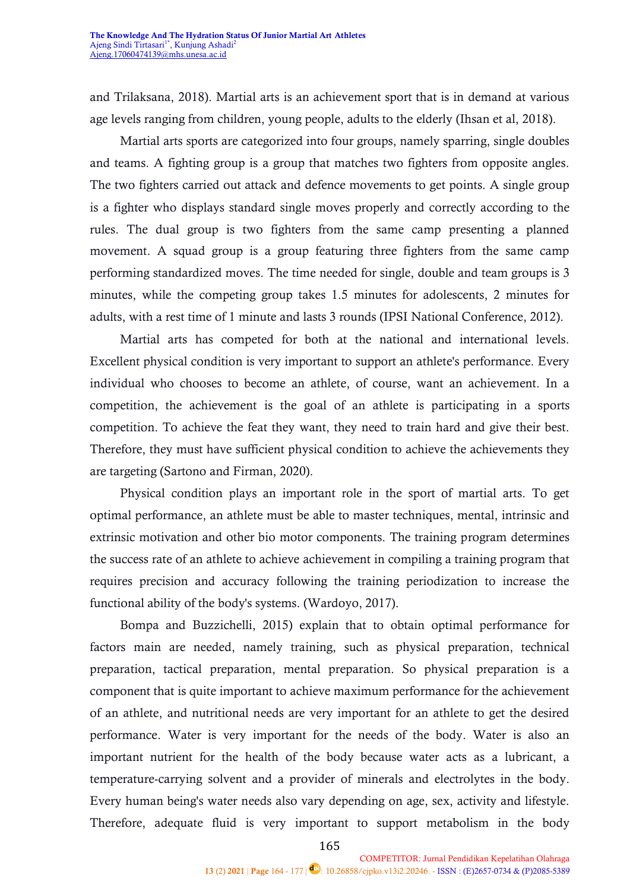and Trilaksana, 2018). Martial arts is an achievement sport that is in demand at various age levels ranging from children, young people, adults to the elderly (Ihsan et al, 2018).

Martial arts sports are categorized into four groups, namely sparring, single doubles and teams. A fighting group is a group that matches two fighters from opposite angles. The two fighters carried out attack and defence movements to get points. A single group is a fighter who displays standard single moves properly and correctly according to the rules. The dual group is two fighters from the same camp presenting a planned movement. A squad group is a group featuring three fighters from the same camp performing standardized moves. The time needed for single, double and team groups is 3 minutes, while the competing group takes 1.5 minutes for adolescents, 2 minutes for adults, with a rest time of 1 minute and lasts 3 rounds (IPSI National Conference, 2012).

Martial arts has competed for both at the national and international levels. Excellent physical condition is very important to support an athlete's performance. Every individual who chooses to become an athlete, of course, want an achievement. In a competition, the achievement is the goal of an athlete is participating in a sports competition. To achieve the feat they want, they need to train hard and give their best. Therefore, they must have sufficient physical condition to achieve the achievements they are targeting (Sartono and Firman, 2020).

Physical condition plays an important role in the sport of martial arts. To get optimal performance, an athlete must be able to master techniques, mental, intrinsic and extrinsic motivation and other bio motor components. The training program determines the success rate of an athlete to achieve achievement in compiling a training program that requires precision and accuracy following the training periodization to increase the functional ability of the body's systems. (Wardoyo, 2017).

Bompa and Buzzichelli, 2015) explain that to obtain optimal performance for factors main are needed, namely training, such as physical preparation, technical preparation, tactical preparation, mental preparation. So physical preparation is a component that is quite important to achieve maximum performance for the achievement of an athlete, and nutritional needs are very important for an athlete to get the desired performance. Water is very important for the needs of the body. Water is also an important nutrient for the health of the body because water acts as a lubricant, a temperature-carrying solvent and a provider of minerals and electrolytes in the body. Every human being's water needs also vary depending on age, sex, activity and lifestyle. Therefore, adequate fluid is very important to support metabolism in the body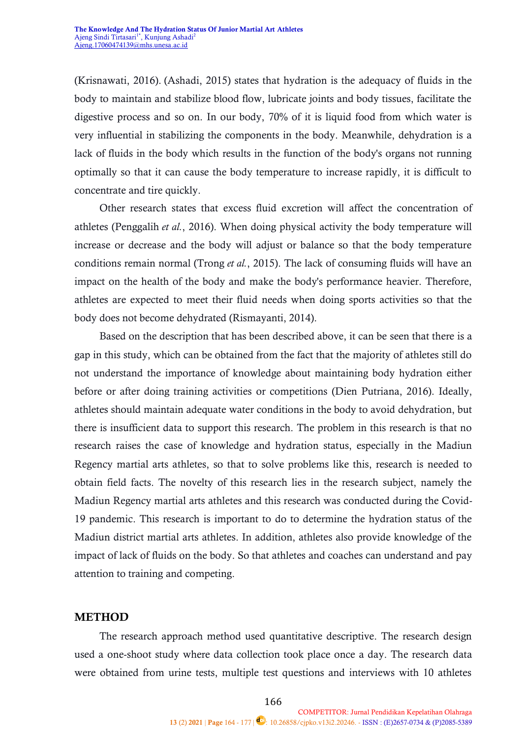(Krisnawati, 2016). (Ashadi, 2015) states that hydration is the adequacy of fluids in the body to maintain and stabilize blood flow, lubricate joints and body tissues, facilitate the digestive process and so on. In our body, 70% of it is liquid food from which water is very influential in stabilizing the components in the body. Meanwhile, dehydration is a lack of fluids in the body which results in the function of the body's organs not running optimally so that it can cause the body temperature to increase rapidly, it is difficult to concentrate and tire quickly.

Other research states that excess fluid excretion will affect the concentration of athletes (Penggalih *et al.*, 2016). When doing physical activity the body temperature will increase or decrease and the body will adjust or balance so that the body temperature conditions remain normal (Trong *et al.*, 2015). The lack of consuming fluids will have an impact on the health of the body and make the body's performance heavier. Therefore, athletes are expected to meet their fluid needs when doing sports activities so that the body does not become dehydrated (Rismayanti, 2014).

Based on the description that has been described above, it can be seen that there is a gap in this study, which can be obtained from the fact that the majority of athletes still do not understand the importance of knowledge about maintaining body hydration either before or after doing training activities or competitions (Dien Putriana, 2016). Ideally, athletes should maintain adequate water conditions in the body to avoid dehydration, but there is insufficient data to support this research. The problem in this research is that no research raises the case of knowledge and hydration status, especially in the Madiun Regency martial arts athletes, so that to solve problems like this, research is needed to obtain field facts. The novelty of this research lies in the research subject, namely the Madiun Regency martial arts athletes and this research was conducted during the Covid-19 pandemic. This research is important to do to determine the hydration status of the Madiun district martial arts athletes. In addition, athletes also provide knowledge of the impact of lack of fluids on the body. So that athletes and coaches can understand and pay attention to training and competing.

## METHOD

The research approach method used quantitative descriptive. The research design used a one-shoot study where data collection took place once a day. The research data were obtained from urine tests, multiple test questions and interviews with 10 athletes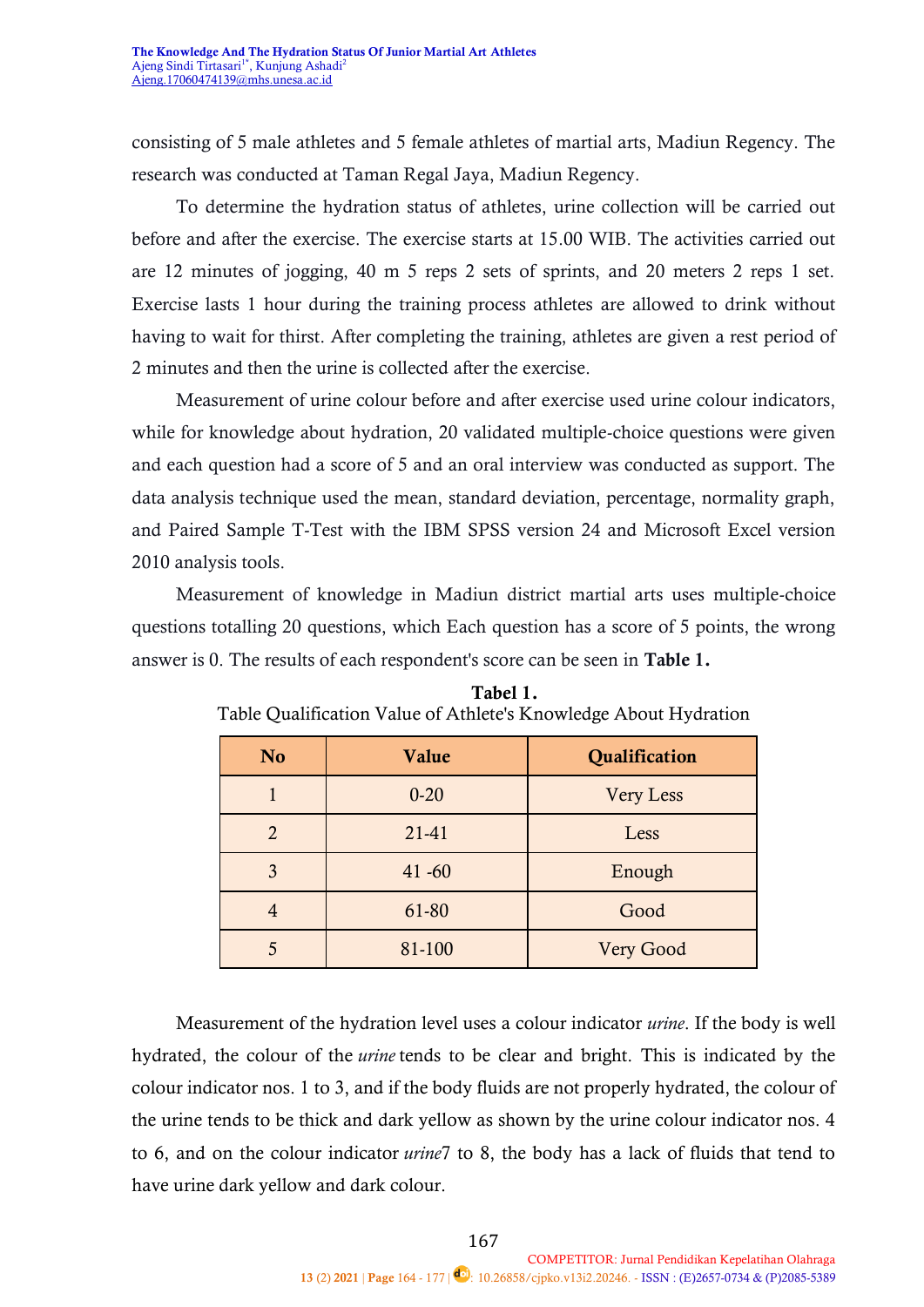consisting of 5 male athletes and 5 female athletes of martial arts, Madiun Regency. The research was conducted at Taman Regal Jaya, Madiun Regency.

To determine the hydration status of athletes, urine collection will be carried out before and after the exercise. The exercise starts at 15.00 WIB. The activities carried out are 12 minutes of jogging, 40 m 5 reps 2 sets of sprints, and 20 meters 2 reps 1 set. Exercise lasts 1 hour during the training process athletes are allowed to drink without having to wait for thirst. After completing the training, athletes are given a rest period of 2 minutes and then the urine is collected after the exercise.

Measurement of urine colour before and after exercise used urine colour indicators, while for knowledge about hydration, 20 validated multiple-choice questions were given and each question had a score of 5 and an oral interview was conducted as support. The data analysis technique used the mean, standard deviation, percentage, normality graph, and Paired Sample T-Test with the IBM SPSS version 24 and Microsoft Excel version 2010 analysis tools.

Measurement of knowledge in Madiun district martial arts uses multiple-choice questions totalling 20 questions, which Each question has a score of 5 points, the wrong answer is 0. The results of each respondent's score can be seen in **Table 1.**

**Tabel 1.**
Table Qualification Value of Athlete's Knowledge About Hydration

| No | Value | Qualification |
|---|---|---|
| 1 | 0-20 | Very Less |
| 2 | 21-41 | Less |
| 3 | 41 -60 | Enough |
| 4 | 61-80 | Good |
| 5 | 81-100 | Very Good |

Measurement of the hydration level uses a colour indicator *urine*. If the body is well hydrated, the colour of the *urine* tends to be clear and bright. This is indicated by the colour indicator nos. 1 to 3, and if the body fluids are not properly hydrated, the colour of the urine tends to be thick and dark yellow as shown by the urine colour indicator nos. 4 to 6, and on the colour indicator *urine*7 to 8, the body has a lack of fluids that tend to have urine dark yellow and dark colour.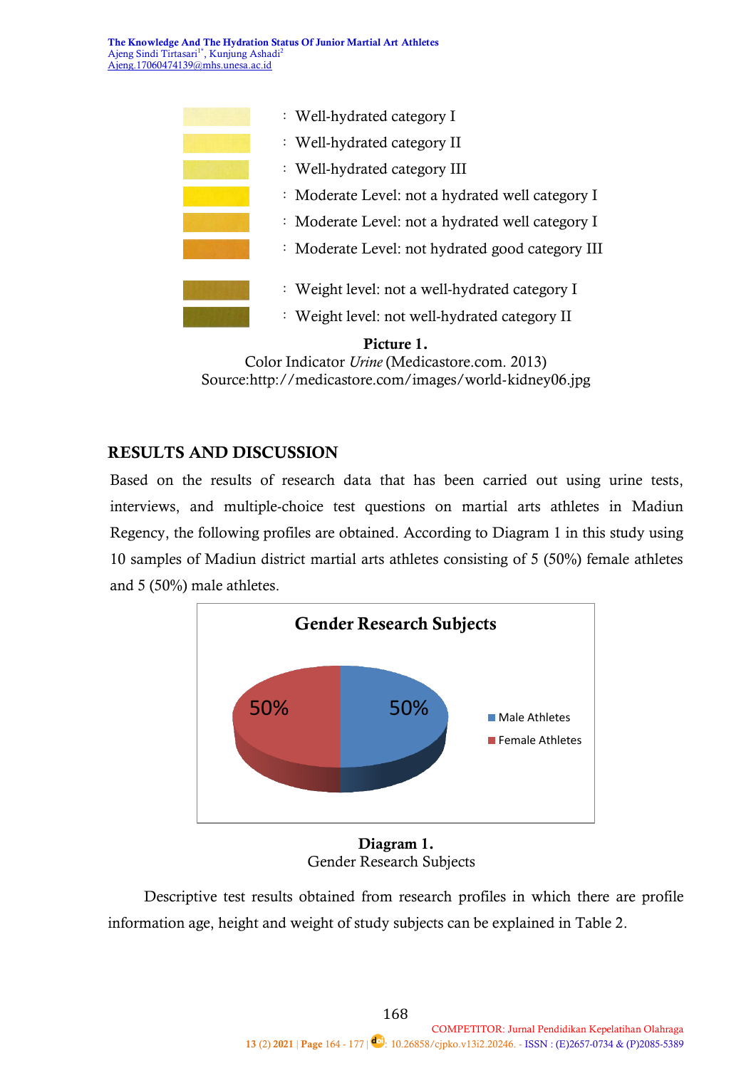| | |
|---|---|
| | : Well-hydrated category I |
| | : Well-hydrated category II |
| | : Well-hydrated category III |
| | : Moderate Level: not a hydrated well category I |
| | : Moderate Level: not a hydrated well category I |
| | : Moderate Level: not hydrated good category III |
| | : Weight level: not a well-hydrated category I |
| | : Weight level: not well-hydrated category II |

**Picture 1.**
Color Indicator *Urine* (Medicastore.com. 2013)
Source:http://medicastore.com/images/world-kidney06.jpg

## RESULTS AND DISCUSSION

Based on the results of research data that has been carried out using urine tests, interviews, and multiple-choice test questions on martial arts athletes in Madiun Regency, the following profiles are obtained. According to Diagram 1 in this study using 10 samples of Madiun district martial arts athletes consisting of 5 (50%) female athletes and 5 (50%) male athletes.

**Gender Research Subjects**

| Category | Percentage |
|---|---|
| Male Athletes | 50% |
| Female Athletes | 50% |

**Diagram 1.**
Gender Research Subjects

Descriptive test results obtained from research profiles in which there are profile information age, height and weight of study subjects can be explained in Table 2.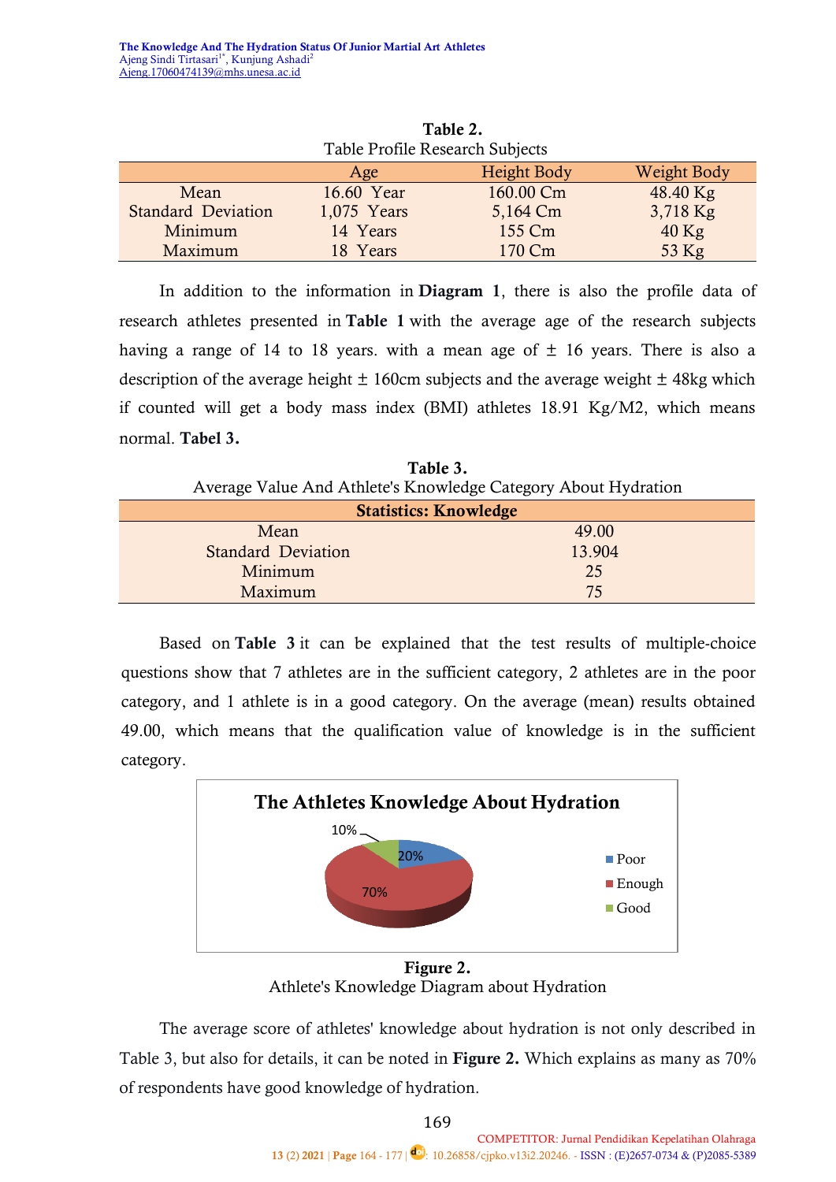**Table 2.**
Table Profile Research Subjects

| | Age | Height Body | Weight Body |
|---|---|---|---|
| Mean | 16.60 Year | 160.00 Cm | 48.40 Kg |
| Standard Deviation | 1,075 Years | 5,164 Cm | 3,718 Kg |
| Minimum | 14 Years | 155 Cm | 40 Kg |
| Maximum | 18 Years | 170 Cm | 53 Kg |

In addition to the information in **Diagram 1**, there is also the profile data of research athletes presented in **Table 1** with the average age of the research subjects having a range of 14 to 18 years. with a mean age of ± 16 years. There is also a description of the average height ± 160cm subjects and the average weight ± 48kg which if counted will get a body mass index (BMI) athletes 18.91 Kg/M2, which means normal. **Tabel 3.**

**Table 3.**
Average Value And Athlete's Knowledge Category About Hydration

| **Statistics: Knowledge** | |
|---|---|
| Mean | 49.00 |
| Standard Deviation | 13.904 |
| Minimum | 25 |
| Maximum | 75 |

Based on **Table 3** it can be explained that the test results of multiple-choice questions show that 7 athletes are in the sufficient category, 2 athletes are in the poor category, and 1 athlete is in a good category. On the average (mean) results obtained 49.00, which means that the qualification value of knowledge is in the sufficient category.

**Figure 2.**
Athlete's Knowledge Diagram about Hydration

The average score of athletes' knowledge about hydration is not only described in Table 3, but also for details, it can be noted in **Figure 2.** Which explains as many as 70% of respondents have good knowledge of hydration.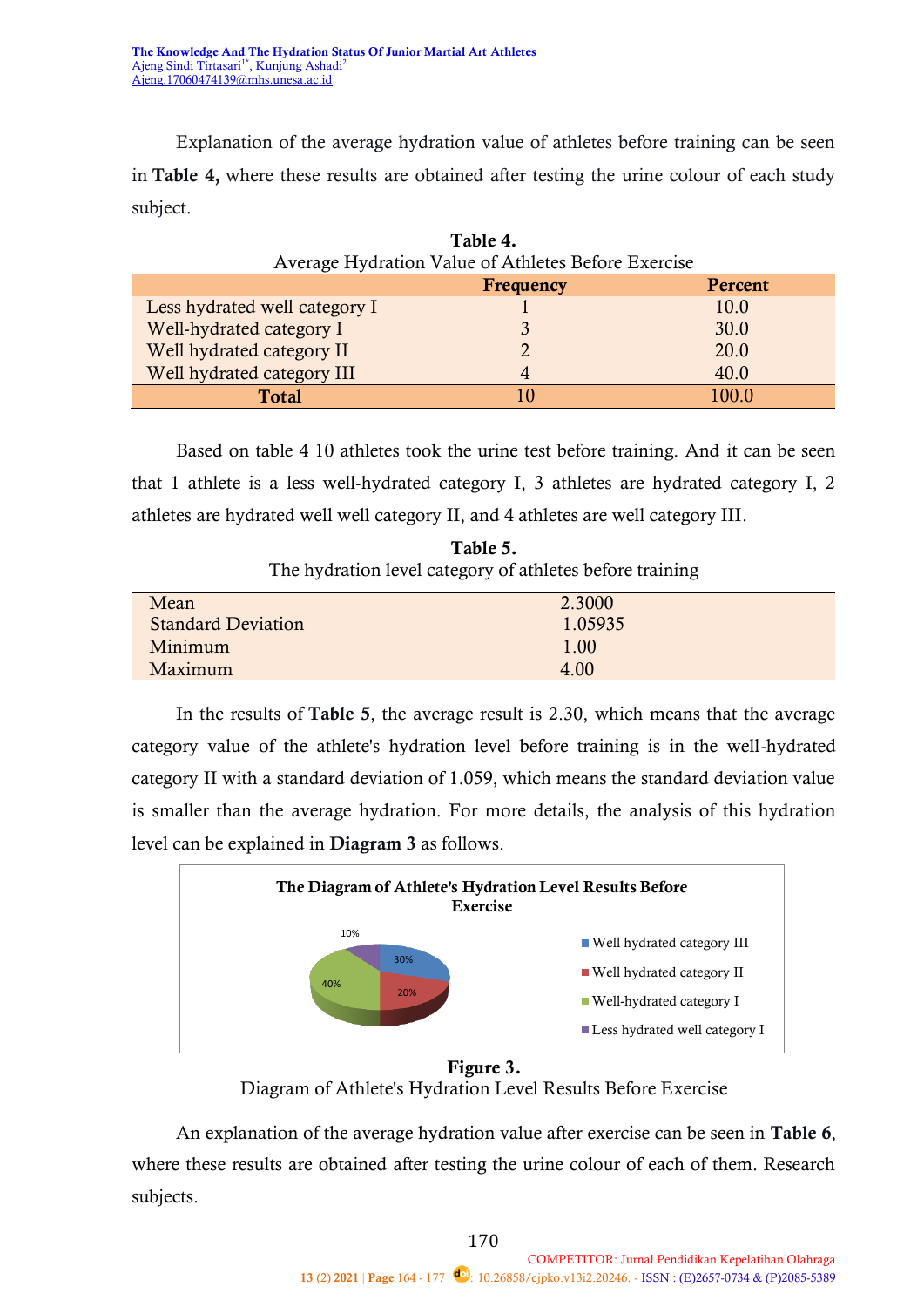Explanation of the average hydration value of athletes before training can be seen in **Table 4,** where these results are obtained after testing the urine colour of each study subject.

**Table 4.**
Average Hydration Value of Athletes Before Exercise

| | Frequency | Percent |
|---|---|---|
| Less hydrated well category I | 1 | 10.0 |
| Well-hydrated category I | 3 | 30.0 |
| Well hydrated category II | 2 | 20.0 |
| Well hydrated category III | 4 | 40.0 |
| **Total** | 10 | 100.0 |

Based on table 4 10 athletes took the urine test before training. And it can be seen that 1 athlete is a less well-hydrated category I, 3 athletes are hydrated category I, 2 athletes are hydrated well well category II, and 4 athletes are well category III.

**Table 5.**
The hydration level category of athletes before training

| | |
|---|---|
| Mean | 2.3000 |
| Standard Deviation | 1.05935 |
| Minimum | 1.00 |
| Maximum | 4.00 |

In the results of **Table 5**, the average result is 2.30, which means that the average category value of the athlete's hydration level before training is in the well-hydrated category II with a standard deviation of 1.059, which means the standard deviation value is smaller than the average hydration. For more details, the analysis of this hydration level can be explained in **Diagram 3** as follows.

**The Diagram of Athlete's Hydration Level Results Before Exercise**

| Category | Percent |
|---|---|
| Well hydrated category III | 30% |
| Well hydrated category II | 20% |
| Well-hydrated category I | 40% |
| Less hydrated well category I | 10% |

**Figure 3.**
Diagram of Athlete's Hydration Level Results Before Exercise

An explanation of the average hydration value after exercise can be seen in **Table 6**, where these results are obtained after testing the urine colour of each of them. Research subjects.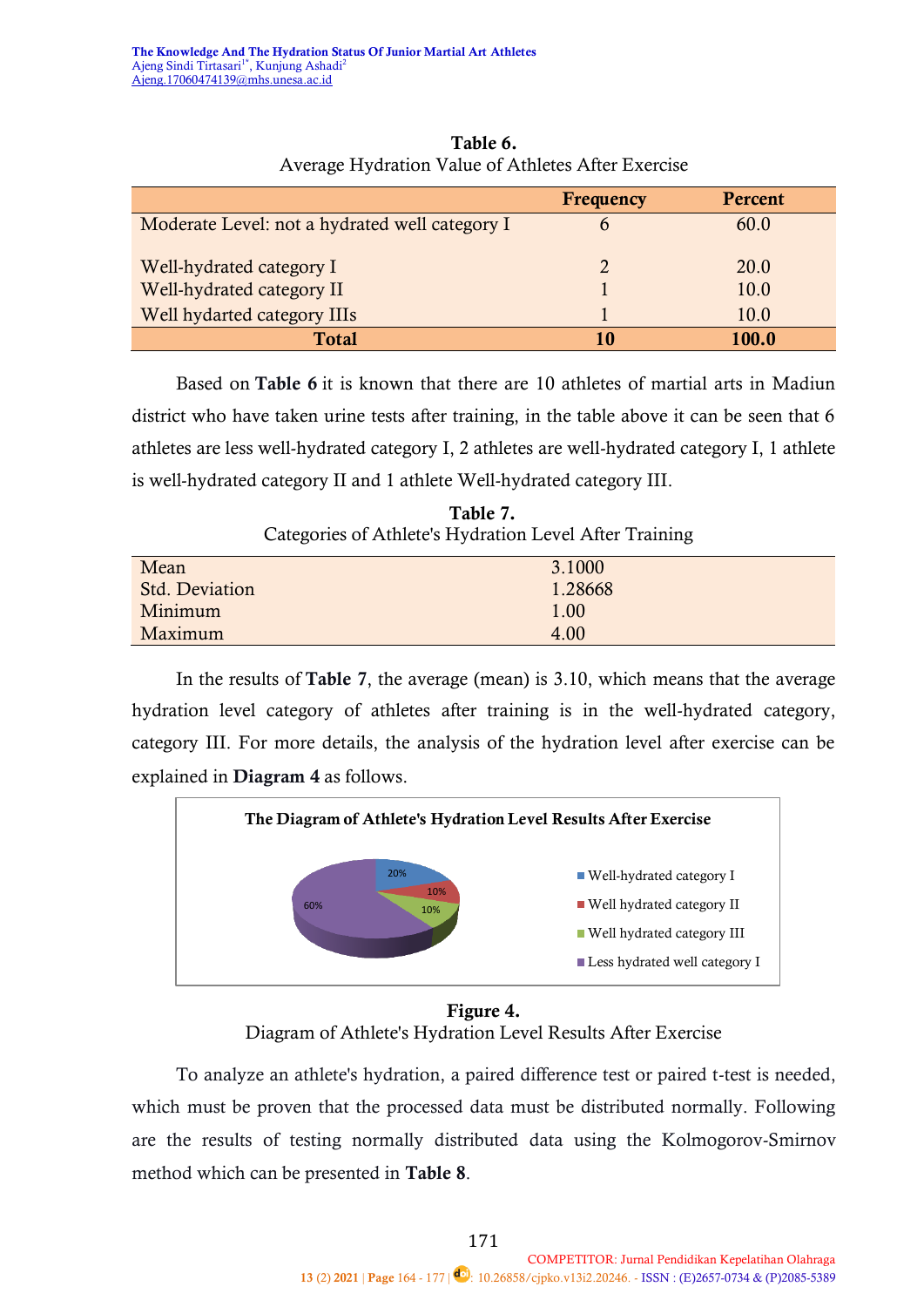**Table 6.**
Average Hydration Value of Athletes After Exercise

| | Frequency | Percent |
|---|---|---|
| Moderate Level: not a hydrated well category I | 6 | 60.0 |
| Well-hydrated category I | 2 | 20.0 |
| Well-hydrated category II | 1 | 10.0 |
| Well hydarted category IIIs | 1 | 10.0 |
| **Total** | **10** | **100.0** |

Based on **Table 6** it is known that there are 10 athletes of martial arts in Madiun district who have taken urine tests after training, in the table above it can be seen that 6 athletes are less well-hydrated category I, 2 athletes are well-hydrated category I, 1 athlete is well-hydrated category II and 1 athlete Well-hydrated category III.

**Table 7.**
Categories of Athlete's Hydration Level After Training

| | |
|---|---|
| Mean | 3.1000 |
| Std. Deviation | 1.28668 |
| Minimum | 1.00 |
| Maximum | 4.00 |

In the results of **Table 7**, the average (mean) is 3.10, which means that the average hydration level category of athletes after training is in the well-hydrated category, category III. For more details, the analysis of the hydration level after exercise can be explained in **Diagram 4** as follows.

**The Diagram of Athlete's Hydration Level Results After Exercise**

- Well-hydrated category I: 20%
- Well hydrated category II: 10%
- Well hydrated category III: 10%
- Less hydrated well category I: 60%

**Figure 4.**
Diagram of Athlete's Hydration Level Results After Exercise

To analyze an athlete's hydration, a paired difference test or paired t-test is needed, which must be proven that the processed data must be distributed normally. Following are the results of testing normally distributed data using the Kolmogorov-Smirnov method which can be presented in **Table 8**.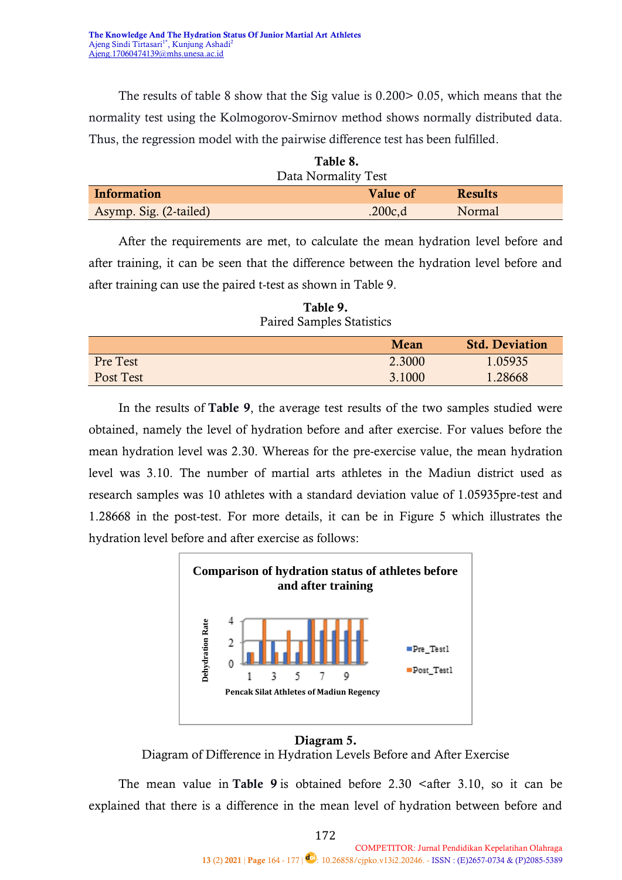The results of table 8 show that the Sig value is 0.200> 0.05, which means that the normality test using the Kolmogorov-Smirnov method shows normally distributed data. Thus, the regression model with the pairwise difference test has been fulfilled.

**Table 8.**
Data Normality Test

| Information | Value of | Results |
|---|---|---|
| Asymp. Sig. (2-tailed) | .200c,d | Normal |

After the requirements are met, to calculate the mean hydration level before and after training, it can be seen that the difference between the hydration level before and after training can use the paired t-test as shown in Table 9.

**Table 9.**
Paired Samples Statistics

| | Mean | Std. Deviation |
|---|---|---|
| Pre Test | 2.3000 | 1.05935 |
| Post Test | 3.1000 | 1.28668 |

In the results of **Table 9**, the average test results of the two samples studied were obtained, namely the level of hydration before and after exercise. For values before the mean hydration level was 2.30. Whereas for the pre-exercise value, the mean hydration level was 3.10. The number of martial arts athletes in the Madiun district used as research samples was 10 athletes with a standard deviation value of 1.05935pre-test and 1.28668 in the post-test. For more details, it can be in Figure 5 which illustrates the hydration level before and after exercise as follows:

**Diagram 5.**
Diagram of Difference in Hydration Levels Before and After Exercise

The mean value in **Table 9** is obtained before 2.30 <after 3.10, so it can be explained that there is a difference in the mean level of hydration between before and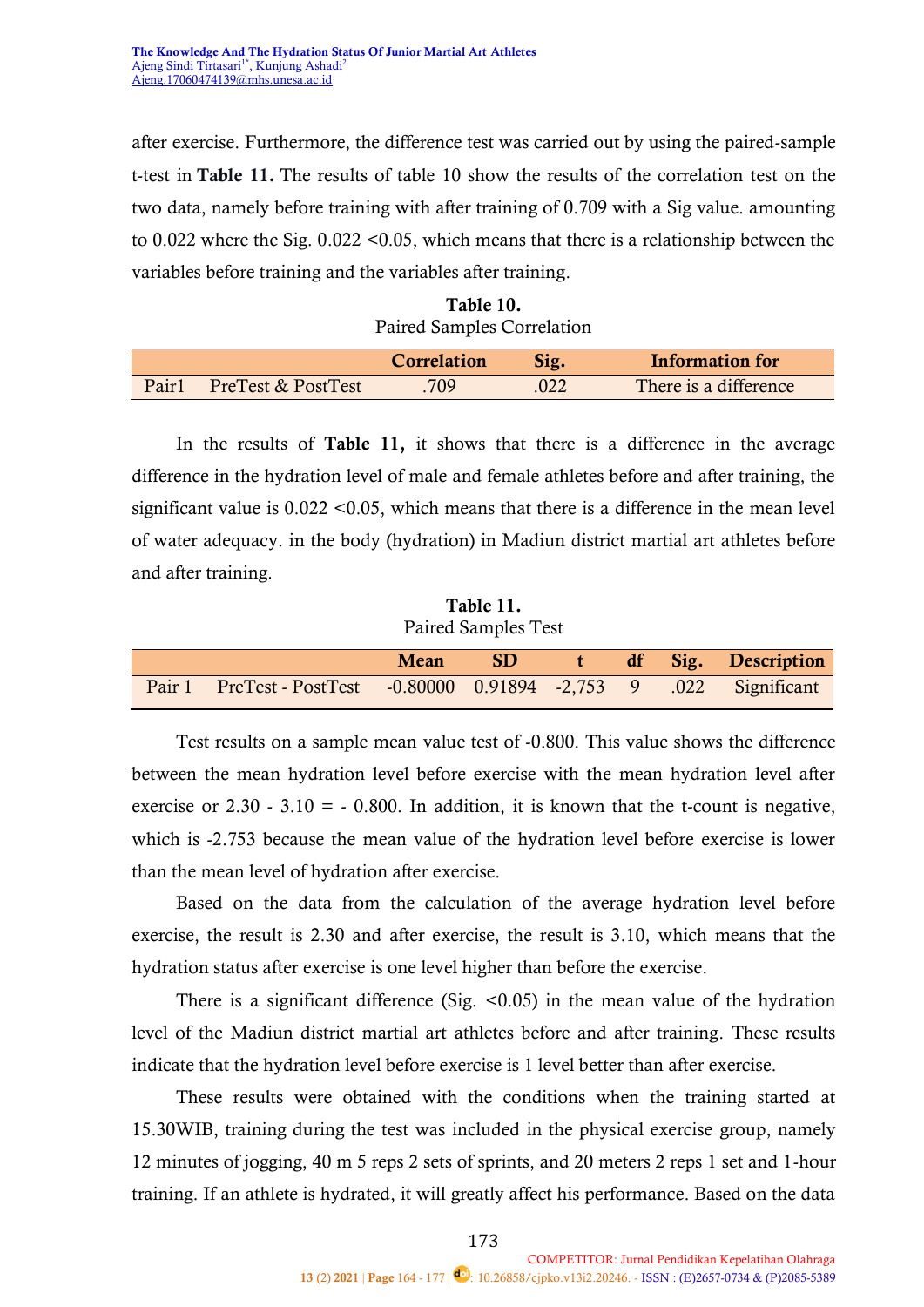after exercise. Furthermore, the difference test was carried out by using the paired-sample t-test in **Table 11.** The results of table 10 show the results of the correlation test on the two data, namely before training with after training of 0.709 with a Sig value. amounting to 0.022 where the Sig. 0.022 <0.05, which means that there is a relationship between the variables before training and the variables after training.

**Table 10.**
Paired Samples Correlation

| | | Correlation | Sig. | Information for |
|---|---|---|---|---|
| Pair1 | PreTest & PostTest | .709 | .022 | There is a difference |

In the results of **Table 11,** it shows that there is a difference in the average difference in the hydration level of male and female athletes before and after training, the significant value is 0.022 <0.05, which means that there is a difference in the mean level of water adequacy. in the body (hydration) in Madiun district martial art athletes before and after training.

**Table 11.**
Paired Samples Test

| | | Mean | SD | t | df | Sig. | Description |
|---|---|---|---|---|---|---|---|
| Pair 1 | PreTest - PostTest | -0.80000 | 0.91894 | -2,753 | 9 | .022 | Significant |

Test results on a sample mean value test of -0.800. This value shows the difference between the mean hydration level before exercise with the mean hydration level after exercise or 2.30 - 3.10 = - 0.800. In addition, it is known that the t-count is negative, which is -2.753 because the mean value of the hydration level before exercise is lower than the mean level of hydration after exercise.

Based on the data from the calculation of the average hydration level before exercise, the result is 2.30 and after exercise, the result is 3.10, which means that the hydration status after exercise is one level higher than before the exercise.

There is a significant difference (Sig. <0.05) in the mean value of the hydration level of the Madiun district martial art athletes before and after training. These results indicate that the hydration level before exercise is 1 level better than after exercise.

These results were obtained with the conditions when the training started at 15.30WIB, training during the test was included in the physical exercise group, namely 12 minutes of jogging, 40 m 5 reps 2 sets of sprints, and 20 meters 2 reps 1 set and 1-hour training. If an athlete is hydrated, it will greatly affect his performance. Based on the data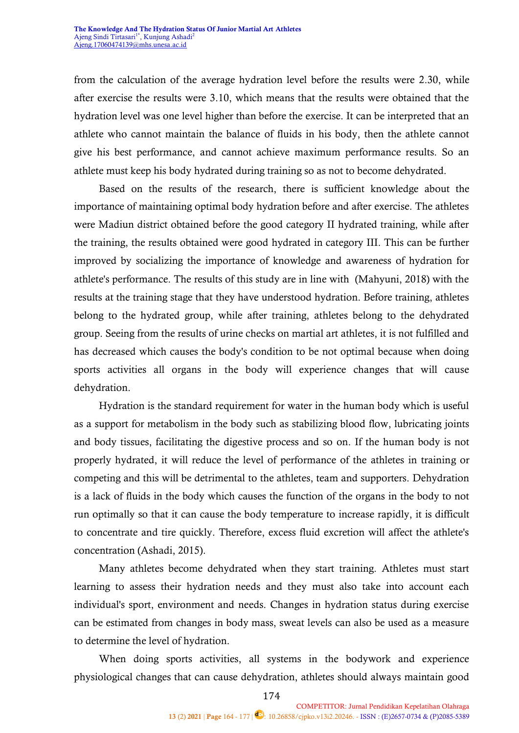from the calculation of the average hydration level before the results were 2.30, while after exercise the results were 3.10, which means that the results were obtained that the hydration level was one level higher than before the exercise. It can be interpreted that an athlete who cannot maintain the balance of fluids in his body, then the athlete cannot give his best performance, and cannot achieve maximum performance results. So an athlete must keep his body hydrated during training so as not to become dehydrated.

Based on the results of the research, there is sufficient knowledge about the importance of maintaining optimal body hydration before and after exercise. The athletes were Madiun district obtained before the good category II hydrated training, while after the training, the results obtained were good hydrated in category III. This can be further improved by socializing the importance of knowledge and awareness of hydration for athlete's performance. The results of this study are in line with (Mahyuni, 2018) with the results at the training stage that they have understood hydration. Before training, athletes belong to the hydrated group, while after training, athletes belong to the dehydrated group. Seeing from the results of urine checks on martial art athletes, it is not fulfilled and has decreased which causes the body's condition to be not optimal because when doing sports activities all organs in the body will experience changes that will cause dehydration.

Hydration is the standard requirement for water in the human body which is useful as a support for metabolism in the body such as stabilizing blood flow, lubricating joints and body tissues, facilitating the digestive process and so on. If the human body is not properly hydrated, it will reduce the level of performance of the athletes in training or competing and this will be detrimental to the athletes, team and supporters. Dehydration is a lack of fluids in the body which causes the function of the organs in the body to not run optimally so that it can cause the body temperature to increase rapidly, it is difficult to concentrate and tire quickly. Therefore, excess fluid excretion will affect the athlete's concentration (Ashadi, 2015).

Many athletes become dehydrated when they start training. Athletes must start learning to assess their hydration needs and they must also take into account each individual's sport, environment and needs. Changes in hydration status during exercise can be estimated from changes in body mass, sweat levels can also be used as a measure to determine the level of hydration.

When doing sports activities, all systems in the bodywork and experience physiological changes that can cause dehydration, athletes should always maintain good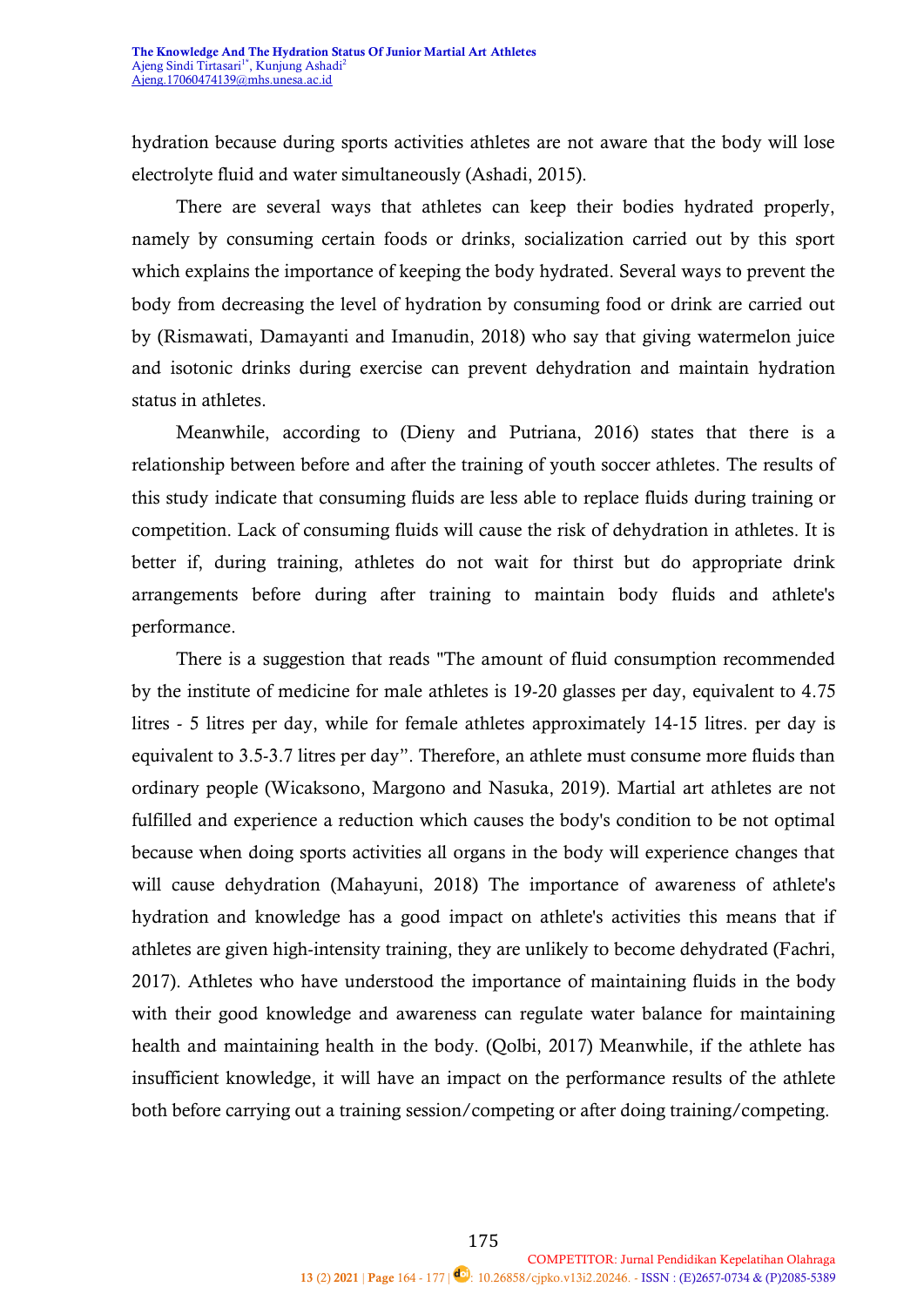hydration because during sports activities athletes are not aware that the body will lose electrolyte fluid and water simultaneously (Ashadi, 2015).

There are several ways that athletes can keep their bodies hydrated properly, namely by consuming certain foods or drinks, socialization carried out by this sport which explains the importance of keeping the body hydrated. Several ways to prevent the body from decreasing the level of hydration by consuming food or drink are carried out by (Rismawati, Damayanti and Imanudin, 2018) who say that giving watermelon juice and isotonic drinks during exercise can prevent dehydration and maintain hydration status in athletes.

Meanwhile, according to (Dieny and Putriana, 2016) states that there is a relationship between before and after the training of youth soccer athletes. The results of this study indicate that consuming fluids are less able to replace fluids during training or competition. Lack of consuming fluids will cause the risk of dehydration in athletes. It is better if, during training, athletes do not wait for thirst but do appropriate drink arrangements before during after training to maintain body fluids and athlete's performance.

There is a suggestion that reads "The amount of fluid consumption recommended by the institute of medicine for male athletes is 19-20 glasses per day, equivalent to 4.75 litres - 5 litres per day, while for female athletes approximately 14-15 litres. per day is equivalent to 3.5-3.7 litres per day". Therefore, an athlete must consume more fluids than ordinary people (Wicaksono, Margono and Nasuka, 2019). Martial art athletes are not fulfilled and experience a reduction which causes the body's condition to be not optimal because when doing sports activities all organs in the body will experience changes that will cause dehydration (Mahayuni, 2018) The importance of awareness of athlete's hydration and knowledge has a good impact on athlete's activities this means that if athletes are given high-intensity training, they are unlikely to become dehydrated (Fachri, 2017). Athletes who have understood the importance of maintaining fluids in the body with their good knowledge and awareness can regulate water balance for maintaining health and maintaining health in the body. (Qolbi, 2017) Meanwhile, if the athlete has insufficient knowledge, it will have an impact on the performance results of the athlete both before carrying out a training session/competing or after doing training/competing.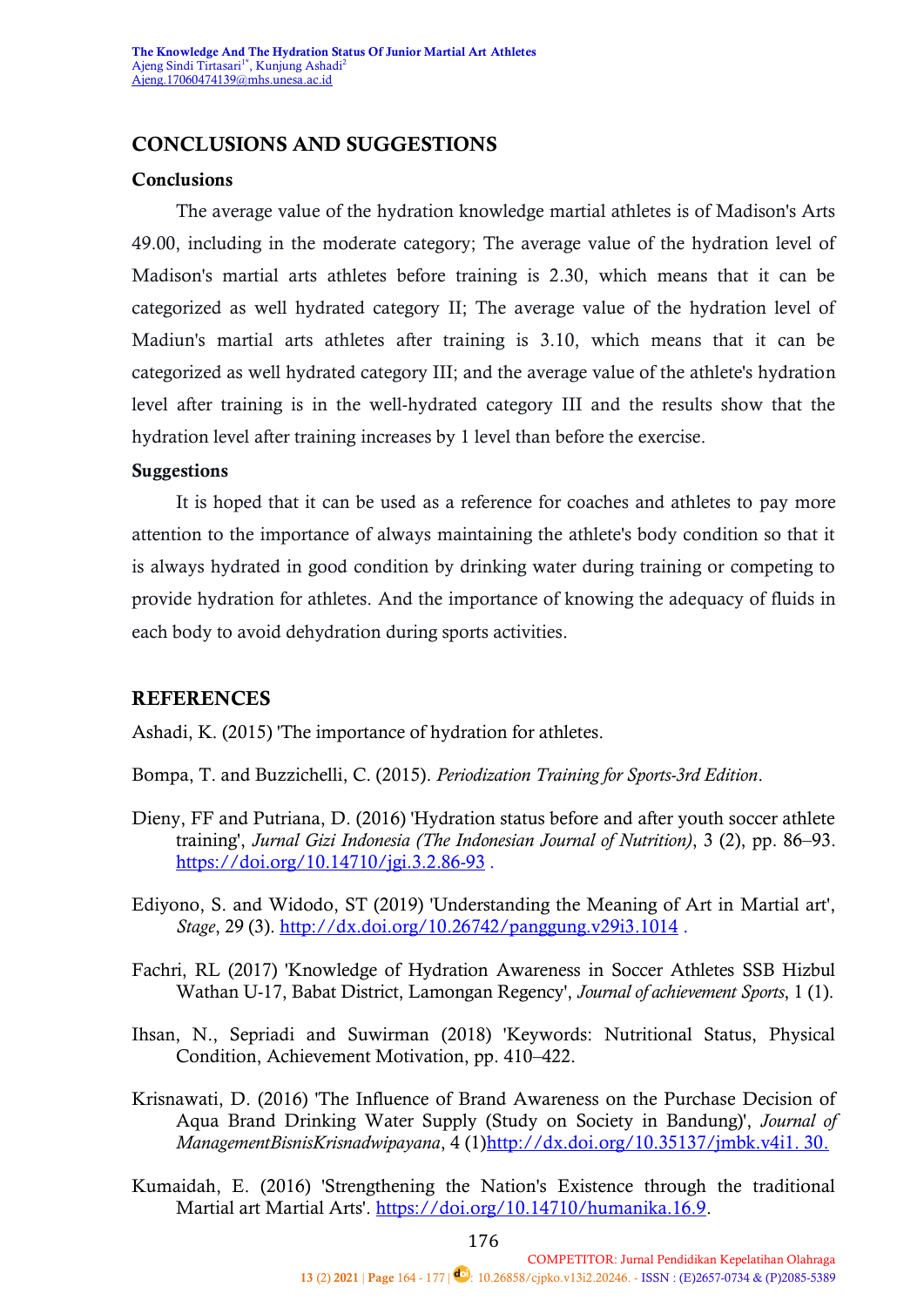## CONCLUSIONS AND SUGGESTIONS

### Conclusions

The average value of the hydration knowledge martial athletes is of Madison's Arts 49.00, including in the moderate category; The average value of the hydration level of Madison's martial arts athletes before training is 2.30, which means that it can be categorized as well hydrated category II; The average value of the hydration level of Madiun's martial arts athletes after training is 3.10, which means that it can be categorized as well hydrated category III; and the average value of the athlete's hydration level after training is in the well-hydrated category III and the results show that the hydration level after training increases by 1 level than before the exercise.

### Suggestions

It is hoped that it can be used as a reference for coaches and athletes to pay more attention to the importance of always maintaining the athlete's body condition so that it is always hydrated in good condition by drinking water during training or competing to provide hydration for athletes. And the importance of knowing the adequacy of fluids in each body to avoid dehydration during sports activities.

## REFERENCES

Ashadi, K. (2015) 'The importance of hydration for athletes.

Bompa, T. and Buzzichelli, C. (2015). *Periodization Training for Sports-3rd Edition*.

Dieny, FF and Putriana, D. (2016) 'Hydration status before and after youth soccer athlete training', *Jurnal Gizi Indonesia (The Indonesian Journal of Nutrition)*, 3 (2), pp. 86–93. https://doi.org/10.14710/jgi.3.2.86-93 .

Ediyono, S. and Widodo, ST (2019) 'Understanding the Meaning of Art in Martial art', *Stage*, 29 (3). http://dx.doi.org/10.26742/panggung.v29i3.1014 .

Fachri, RL (2017) 'Knowledge of Hydration Awareness in Soccer Athletes SSB Hizbul Wathan U-17, Babat District, Lamongan Regency', *Journal of achievement Sports*, 1 (1).

Ihsan, N., Sepriadi and Suwirman (2018) 'Keywords: Nutritional Status, Physical Condition, Achievement Motivation, pp. 410–422.

Krisnawati, D. (2016) 'The Influence of Brand Awareness on the Purchase Decision of Aqua Brand Drinking Water Supply (Study on Society in Bandung)', *Journal of ManagementBisnisKrisnadwipayana*, 4 (1)http://dx.doi.org/10.35137/jmbk.v4i1. 30.

Kumaidah, E. (2016) 'Strengthening the Nation's Existence through the traditional Martial art Martial Arts'. https://doi.org/10.14710/humanika.16.9.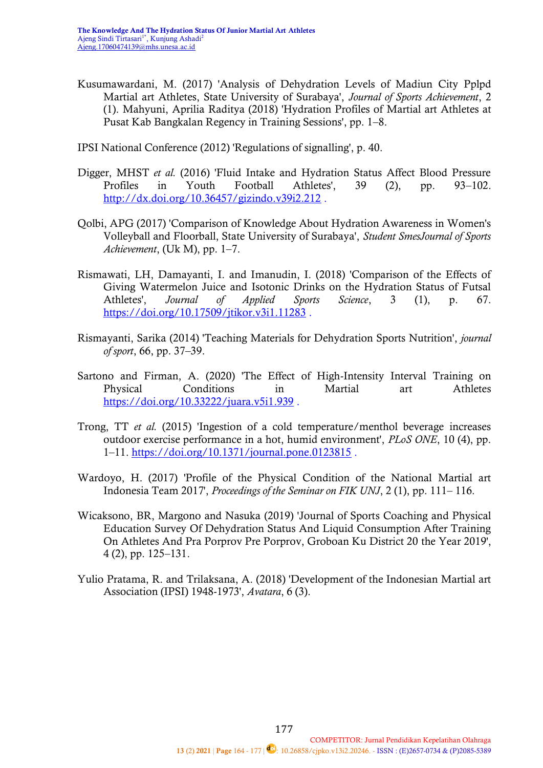Kusumawardani, M. (2017) 'Analysis of Dehydration Levels of Madiun City Pplpd Martial art Athletes, State University of Surabaya', *Journal of Sports Achievement*, 2 (1). Mahyuni, Aprilia Raditya (2018) 'Hydration Profiles of Martial art Athletes at Pusat Kab Bangkalan Regency in Training Sessions', pp. 1–8.

IPSI National Conference (2012) 'Regulations of signalling', p. 40.

Digger, MHST *et al.* (2016) 'Fluid Intake and Hydration Status Affect Blood Pressure Profiles in Youth Football Athletes', 39 (2), pp. 93–102. http://dx.doi.org/10.36457/gizindo.v39i2.212 .

Qolbi, APG (2017) 'Comparison of Knowledge About Hydration Awareness in Women's Volleyball and Floorball, State University of Surabaya', *Student SmesJournal of Sports Achievement*, (Uk M), pp. 1–7.

Rismawati, LH, Damayanti, I. and Imanudin, I. (2018) 'Comparison of the Effects of Giving Watermelon Juice and Isotonic Drinks on the Hydration Status of Futsal Athletes', *Journal of Applied Sports Science*, 3 (1), p. 67. https://doi.org/10.17509/jtikor.v3i1.11283 .

Rismayanti, Sarika (2014) 'Teaching Materials for Dehydration Sports Nutrition', *journal of sport*, 66, pp. 37–39.

Sartono and Firman, A. (2020) 'The Effect of High-Intensity Interval Training on Physical Conditions in Martial art Athletes https://doi.org/10.33222/juara.v5i1.939 .

Trong, TT *et al.* (2015) 'Ingestion of a cold temperature/menthol beverage increases outdoor exercise performance in a hot, humid environment', *PLoS ONE*, 10 (4), pp. 1–11. https://doi.org/10.1371/journal.pone.0123815 .

Wardoyo, H. (2017) 'Profile of the Physical Condition of the National Martial art Indonesia Team 2017', *Proceedings of the Seminar on FIK UNJ*, 2 (1), pp. 111– 116.

Wicaksono, BR, Margono and Nasuka (2019) 'Journal of Sports Coaching and Physical Education Survey Of Dehydration Status And Liquid Consumption After Training On Athletes And Pra Porprov Pre Porprov, Groboan Ku District 20 the Year 2019', 4 (2), pp. 125–131.

Yulio Pratama, R. and Trilaksana, A. (2018) 'Development of the Indonesian Martial art Association (IPSI) 1948-1973', *Avatara*, 6 (3).